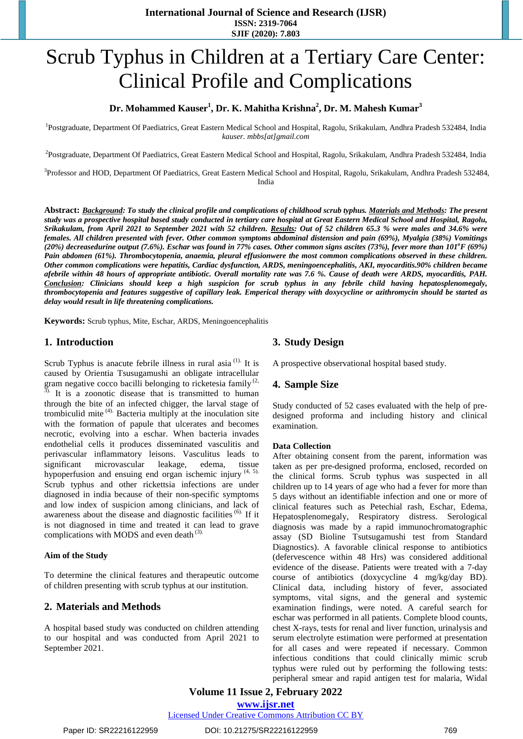# Scrub Typhus in Children at a Tertiary Care Center: Clinical Profile and Complications

**Dr. Mohammed Kauser[1], Dr. K. Mahitha Krishna[2], Dr. M. Mahesh Kumar[3]**

[1]Postgraduate, Department Of Paediatrics, Great Eastern Medical School and Hospital, Ragolu, Srikakulam, Andhra Pradesh 532484, India
*kauser. mbbs[at]gmail.com*

[2]Postgraduate, Department Of Paediatrics, Great Eastern Medical School and Hospital, Ragolu, Srikakulam, Andhra Pradesh 532484, India

[3]Professor and HOD, Department Of Paediatrics, Great Eastern Medical School and Hospital, Ragolu, Srikakulam, Andhra Pradesh 532484, India

**Abstract:** ***Background**: To study the clinical profile and complications of childhood scrub typhus. **Materials and Methods**: The present study was a prospective hospital based study conducted in tertiary care hospital at Great Eastern Medical School and Hospital, Ragolu, Srikakulam, from April 2021 to September 2021 with 52 children. **Results**: Out of 52 children 65.3 % were males and 34.6% were females. All children presented with fever. Other common symptoms abdominal distension and pain (69%), Myalgia (38%) Vomitings (20%) decreasedurine output (7.6%). Eschar was found in 77% cases. Other common signs ascites (73%), fever more than 101°F (69%) Pain abdomen (61%). Thrombocytopenia, anaemia, pleural effusionwere the most common complications observed in these children. Other common complications were hepatitis, Cardiac dysfunction, ARDS, meningoencephalitis, AKI, myocarditis.90% children became afebrile within 48 hours of appropriate antibiotic. Overall mortality rate was 7.6 %. Cause of death were ARDS, myocarditis, PAH. **Conclusion**: Clinicians should keep a high suspicion for scrub typhus in any febrile child having hepatosplenomegaly, thrombocytopenia and features suggestive of capillary leak. Emperical therapy with doxycycline or azithromycin should be started as delay would result in life threatening complications.*

**Keywords:** Scrub typhus, Mite, Eschar, ARDS, Meningoencephalitis

## 1. Introduction

Scrub Typhus is anacute febrile illness in rural asia [1]. It is caused by Orientia Tsusugamushi an obligate intracellular gram negative cocco bacilli belonging to ricketesia family [2, 3]. It is a zoonotic disease that is transmitted to human through the bite of an infected chigger, the larval stage of trombiculid mite [4]. Bacteria multiply at the inoculation site with the formation of papule that ulcerates and becomes necrotic, evolving into a eschar. When bacteria invades endothelial cells it produces disseminated vasculitis and perivascular inflammatory leisons. Vasculitus leads to significant microvascular leakage, edema, tissue hypoperfusion and ensuing end organ ischemic injury [4, 5]. Scrub typhus and other rickettsia infections are under diagnosed in india because of their non-specific symptoms and low index of suspicion among clinicians, and lack of awareness about the disease and diagnostic facilities [6]. If it is not diagnosed in time and treated it can lead to grave complications with MODS and even death [3].

### Aim of the Study

To determine the clinical features and therapeutic outcome of children presenting with scrub typhus at our institution.

## 2. Materials and Methods

A hospital based study was conducted on children attending to our hospital and was conducted from April 2021 to September 2021.

## 3. Study Design

A prospective observational hospital based study.

## 4. Sample Size

Study conducted of 52 cases evaluated with the help of pre-designed proforma and including history and clinical examination.

### Data Collection

After obtaining consent from the parent, information was taken as per pre-designed proforma, enclosed, recorded on the clinical forms. Scrub typhus was suspected in all children up to 14 years of age who had a fever for more than 5 days without an identifiable infection and one or more of clinical features such as Petechial rash, Eschar, Edema, Hepatosplenomegaly, Respiratory distress. Serological diagnosis was made by a rapid immunochromatographic assay (SD Bioline Tsutsugamushi test from Standard Diagnostics). A favorable clinical response to antibiotics (defervescence within 48 Hrs) was considered additional evidence of the disease. Patients were treated with a 7-day course of antibiotics (doxycycline 4 mg/kg/day BD). Clinical data, including history of fever, associated symptoms, vital signs, and the general and systemic examination findings, were noted. A careful search for eschar was performed in all patients. Complete blood counts, chest X-rays, tests for renal and liver function, urinalysis and serum electrolyte estimation were performed at presentation for all cases and were repeated if necessary. Common infectious conditions that could clinically mimic scrub typhus were ruled out by performing the following tests: peripheral smear and rapid antigen test for malaria, Widal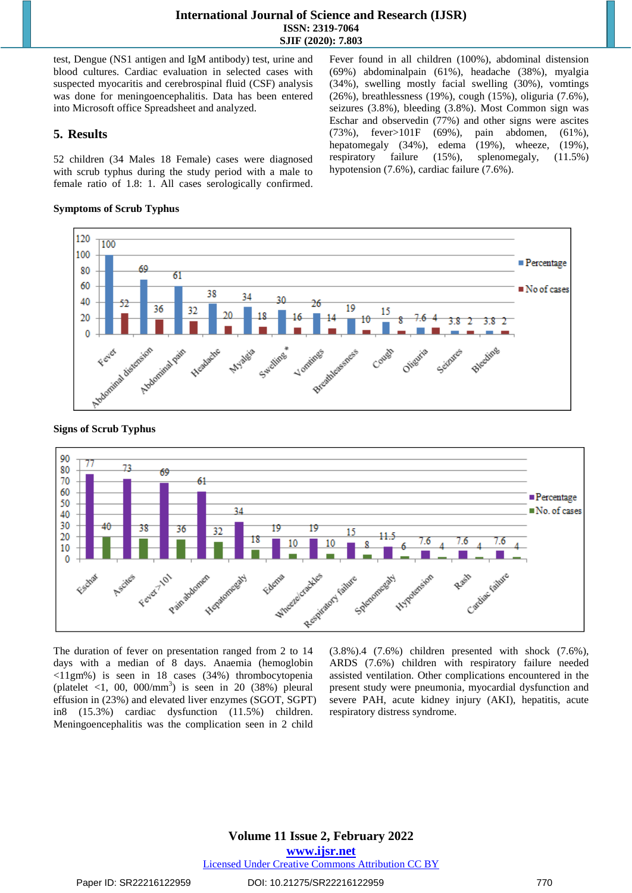test, Dengue (NS1 antigen and IgM antibody) test, urine and blood cultures. Cardiac evaluation in selected cases with suspected myocaritis and cerebrospinal fluid (CSF) analysis was done for meningoencephalitis. Data has been entered into Microsoft office Spreadsheet and analyzed.

## 5. Results

52 children (34 Males 18 Female) cases were diagnosed with scrub typhus during the study period with a male to female ratio of 1.8: 1. All cases serologically confirmed.

Fever found in all children (100%), abdominal distension (69%) abdominalpain (61%), headache (38%), myalgia (34%), swelling mostly facial swelling (30%), vomtings (26%), breathlessness (19%), cough (15%), oliguria (7.6%), seizures (3.8%), bleeding (3.8%). Most Common sign was Eschar and observedin (77%) and other signs were ascites (73%), fever>101F (69%), pain abdomen, (61%), hepatomegaly (34%), edema (19%), wheeze, (19%), respiratory failure (15%), splenomegaly, (11.5%) hypotension (7.6%), cardiac failure (7.6%).

**Symptoms of Scrub Typhus**

| Symptom | Percentage | No of cases |
|---|---|---|
| Fever | 100 | 52 |
| Abdominal distension | 69 | 36 |
| Abdominal pain | 61 | 32 |
| Headache | 38 | 20 |
| Myalgia | 34 | 18 |
| Swelling * | 30 | 16 |
| Vomtings | 26 | 14 |
| Breathleassness | 19 | 10 |
| Cough | 15 | 8 |
| Oliguria | 7.6 | 4 |
| Seizures | 3.8 | 2 |
| Bleeding | 3.8 | 2 |

**Signs of Scrub Typhus**

| Sign | Percentage | No. of cases |
|---|---|---|
| Eschar | 77 | 40 |
| Ascites | 73 | 38 |
| Fever>101 | 69 | 36 |
| Pain abdomen | 61 | 32 |
| Hepatomegaly | 34 | 18 |
| Edema | 19 | 10 |
| Wheeze/crackles | 19 | 10 |
| Respiratory failure | 15 | 8 |
| Splenomegaly | 11.5 | 6 |
| Hypotension | 7.6 | 4 |
| Rash | 7.6 | 4 |
| Cardiac failure | 7.6 | 4 |

The duration of fever on presentation ranged from 2 to 14 days with a median of 8 days. Anaemia (hemoglobin <11gm%) is seen in 18 cases (34%) thrombocytopenia (platelet <1, 00, 000/mm$^3$) is seen in 20 (38%) pleural effusion in (23%) and elevated liver enzymes (SGOT, SGPT) in8 (15.3%) cardiac dysfunction (11.5%) children. Meningoencephalitis was the complication seen in 2 child (3.8%).4 (7.6%) children presented with shock (7.6%), ARDS (7.6%) children with respiratory failure needed assisted ventilation. Other complications encountered in the present study were pneumonia, myocardial dysfunction and severe PAH, acute kidney injury (AKI), hepatitis, acute respiratory distress syndrome.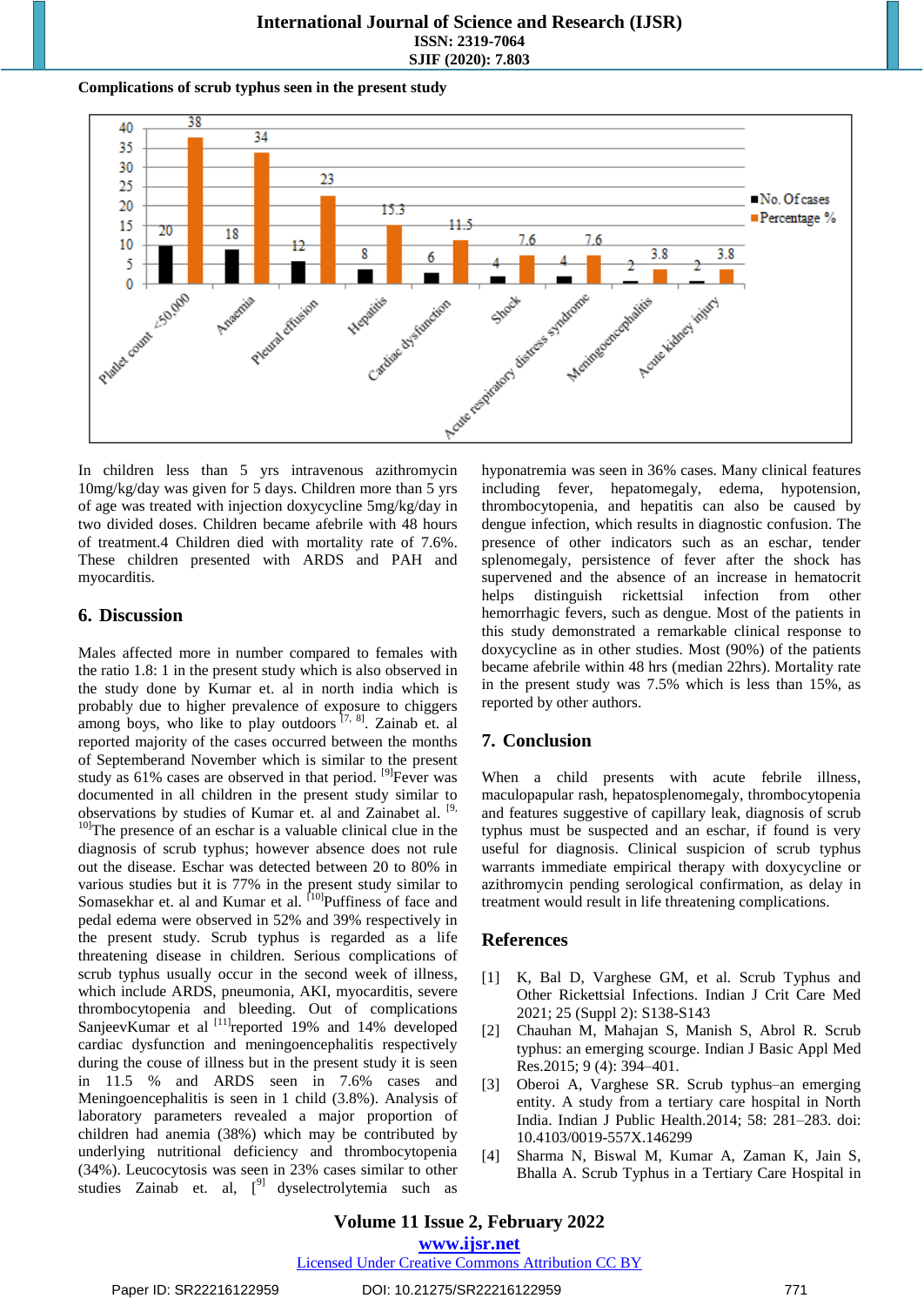**Complications of scrub typhus seen in the present study**

| Complication | No. Of cases | Percentage % |
|---|---|---|
| Platelet count <50,000 | 20 | 38 |
| Anaemia | 18 | 34 |
| Pleural effusion | 12 | 23 |
| Hepatitis | 8 | 15.3 |
| Cardiac dysfunction | 6 | 11.5 |
| Shock | 4 | 7.6 |
| Acute respiratory distress syndrome | 4 | 7.6 |
| Meningoencephalitis | 2 | 3.8 |
| Acute kidney injury | 2 | 3.8 |

In children less than 5 yrs intravenous azithromycin 10mg/kg/day was given for 5 days. Children more than 5 yrs of age was treated with injection doxycycline 5mg/kg/day in two divided doses. Children became afebrile with 48 hours of treatment.4 Children died with mortality rate of 7.6%. These children presented with ARDS and PAH and myocarditis.

## 6. Discussion

Males affected more in number compared to females with the ratio 1.8: 1 in the present study which is also observed in the study done by Kumar et. al in north india which is probably due to higher prevalence of exposure to chiggers among boys, who like to play outdoors [7, 8]. Zainab et. al reported majority of the cases occurred between the months of Septemberand November which is similar to the present study as 61% cases are observed in that period. [9]Fever was documented in all children in the present study similar to observations by studies of Kumar et. al and Zainabet al. [9, 10]The presence of an eschar is a valuable clinical clue in the diagnosis of scrub typhus; however absence does not rule out the disease. Eschar was detected between 20 to 80% in various studies but it is 77% in the present study similar to Somasekhar et. al and Kumar et al. [10]Puffiness of face and pedal edema were observed in 52% and 39% respectively in the present study. Scrub typhus is regarded as a life threatening disease in children. Serious complications of scrub typhus usually occur in the second week of illness, which include ARDS, pneumonia, AKI, myocarditis, severe thrombocytopenia and bleeding. Out of complications SanjeevKumar et al [11]reported 19% and 14% developed cardiac dysfunction and meningoencephalitis respectively during the couse of illness but in the present study it is seen in 11.5 % and ARDS seen in 7.6% cases and Meningoencephalitis is seen in 1 child (3.8%). Analysis of laboratory parameters revealed a major proportion of children had anemia (38%) which may be contributed by underlying nutritional deficiency and thrombocytopenia (34%). Leucocytosis was seen in 23% cases similar to other studies Zainab et. al, [9] dyselectrolytemia such as hyponatremia was seen in 36% cases. Many clinical features including fever, hepatomegaly, edema, hypotension, thrombocytopenia, and hepatitis can also be caused by dengue infection, which results in diagnostic confusion. The presence of other indicators such as an eschar, tender splenomegaly, persistence of fever after the shock has supervened and the absence of an increase in hematocrit helps distinguish rickettsial infection from other hemorrhagic fevers, such as dengue. Most of the patients in this study demonstrated a remarkable clinical response to doxycycline as in other studies. Most (90%) of the patients became afebrile within 48 hrs (median 22hrs). Mortality rate in the present study was 7.5% which is less than 15%, as reported by other authors.

## 7. Conclusion

When a child presents with acute febrile illness, maculopapular rash, hepatosplenomegaly, thrombocytopenia and features suggestive of capillary leak, diagnosis of scrub typhus must be suspected and an eschar, if found is very useful for diagnosis. Clinical suspicion of scrub typhus warrants immediate empirical therapy with doxycycline or azithromycin pending serological confirmation, as delay in treatment would result in life threatening complications.

## References

[1] K, Bal D, Varghese GM, et al. Scrub Typhus and Other Rickettsial Infections. Indian J Crit Care Med 2021; 25 (Suppl 2): S138-S143

[2] Chauhan M, Mahajan S, Manish S, Abrol R. Scrub typhus: an emerging scourge. Indian J Basic Appl Med Res.2015; 9 (4): 394–401.

[3] Oberoi A, Varghese SR. Scrub typhus–an emerging entity. A study from a tertiary care hospital in North India. Indian J Public Health.2014; 58: 281–283. doi: 10.4103/0019-557X.146299

[4] Sharma N, Biswal M, Kumar A, Zaman K, Jain S, Bhalla A. Scrub Typhus in a Tertiary Care Hospital in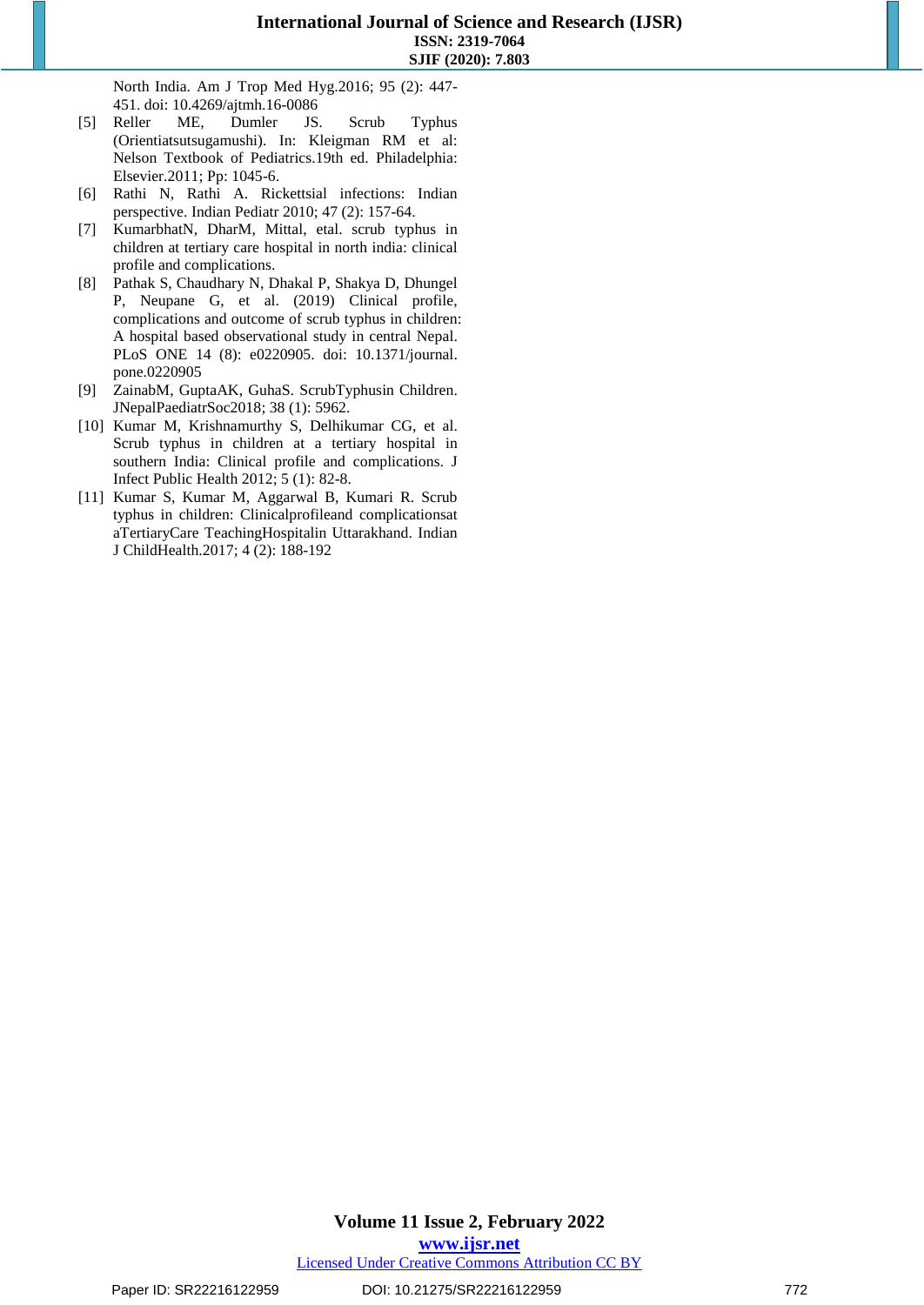North India. Am J Trop Med Hyg.2016; 95 (2): 447-451. doi: 10.4269/ajtmh.16-0086

[5] Reller ME, Dumler JS. Scrub Typhus (Orientiatsutsugamushi). In: Kleigman RM et al: Nelson Textbook of Pediatrics.19th ed. Philadelphia: Elsevier.2011; Pp: 1045-6.

[6] Rathi N, Rathi A. Rickettsial infections: Indian perspective. Indian Pediatr 2010; 47 (2): 157-64.

[7] KumarbhatN, DharM, Mittal, etal. scrub typhus in children at tertiary care hospital in north india: clinical profile and complications.

[8] Pathak S, Chaudhary N, Dhakal P, Shakya D, Dhungel P, Neupane G, et al. (2019) Clinical profile, complications and outcome of scrub typhus in children: A hospital based observational study in central Nepal. PLoS ONE 14 (8): e0220905. doi: 10.1371/journal.pone.0220905

[9] ZainabM, GuptaAK, GuhaS. ScrubTyphusin Children. JNepalPaediatrSoc2018; 38 (1): 5962.

[10] Kumar M, Krishnamurthy S, Delhikumar CG, et al. Scrub typhus in children at a tertiary hospital in southern India: Clinical profile and complications. J Infect Public Health 2012; 5 (1): 82-8.

[11] Kumar S, Kumar M, Aggarwal B, Kumari R. Scrub typhus in children: Clinicalprofileand complicationsat aTertiaryCare TeachingHospitalin Uttarakhand. Indian J ChildHealth.2017; 4 (2): 188-192